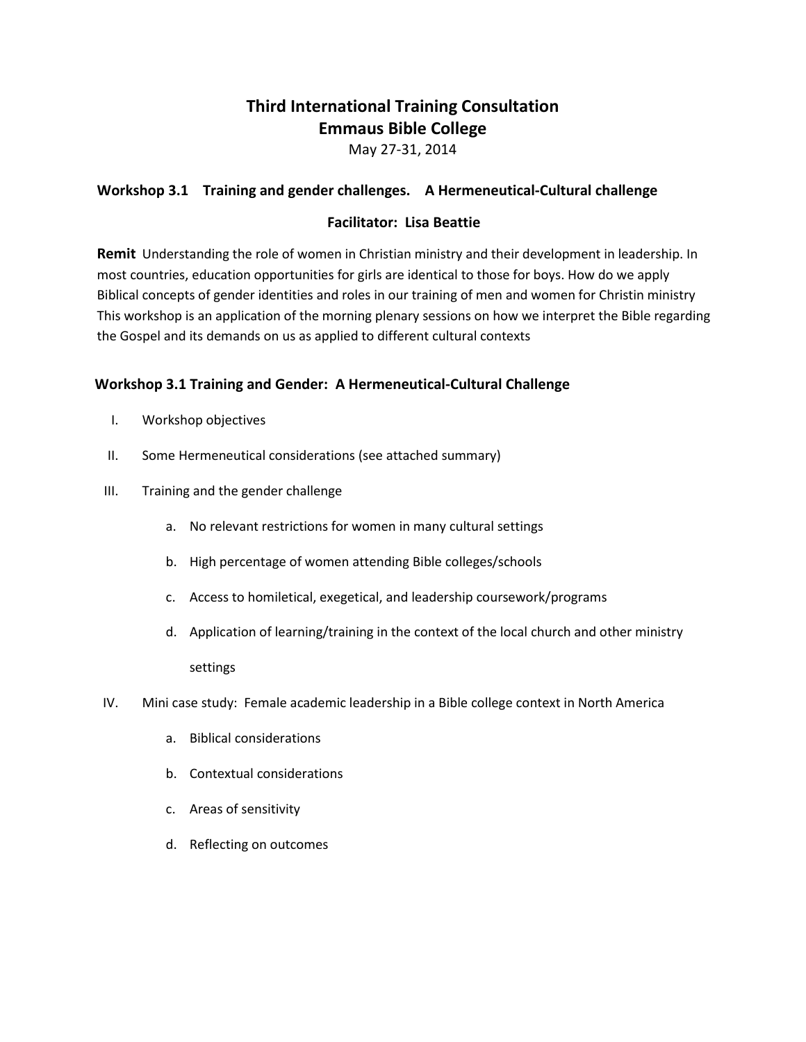# Third International Training Consultation
# Emmaus Bible College

May 27-31, 2014

### Workshop 3.1 Training and gender challenges. A Hermeneutical-Cultural challenge

**Facilitator: Lisa Beattie**

**Remit** Understanding the role of women in Christian ministry and their development in leadership. In most countries, education opportunities for girls are identical to those for boys. How do we apply Biblical concepts of gender identities and roles in our training of men and women for Christin ministry This workshop is an application of the morning plenary sessions on how we interpret the Bible regarding the Gospel and its demands on us as applied to different cultural contexts

### Workshop 3.1 Training and Gender: A Hermeneutical-Cultural Challenge

I. Workshop objectives

II. Some Hermeneutical considerations (see attached summary)

III. Training and the gender challenge

   a. No relevant restrictions for women in many cultural settings

   b. High percentage of women attending Bible colleges/schools

   c. Access to homiletical, exegetical, and leadership coursework/programs

   d. Application of learning/training in the context of the local church and other ministry settings

IV. Mini case study: Female academic leadership in a Bible college context in North America

   a. Biblical considerations

   b. Contextual considerations

   c. Areas of sensitivity

   d. Reflecting on outcomes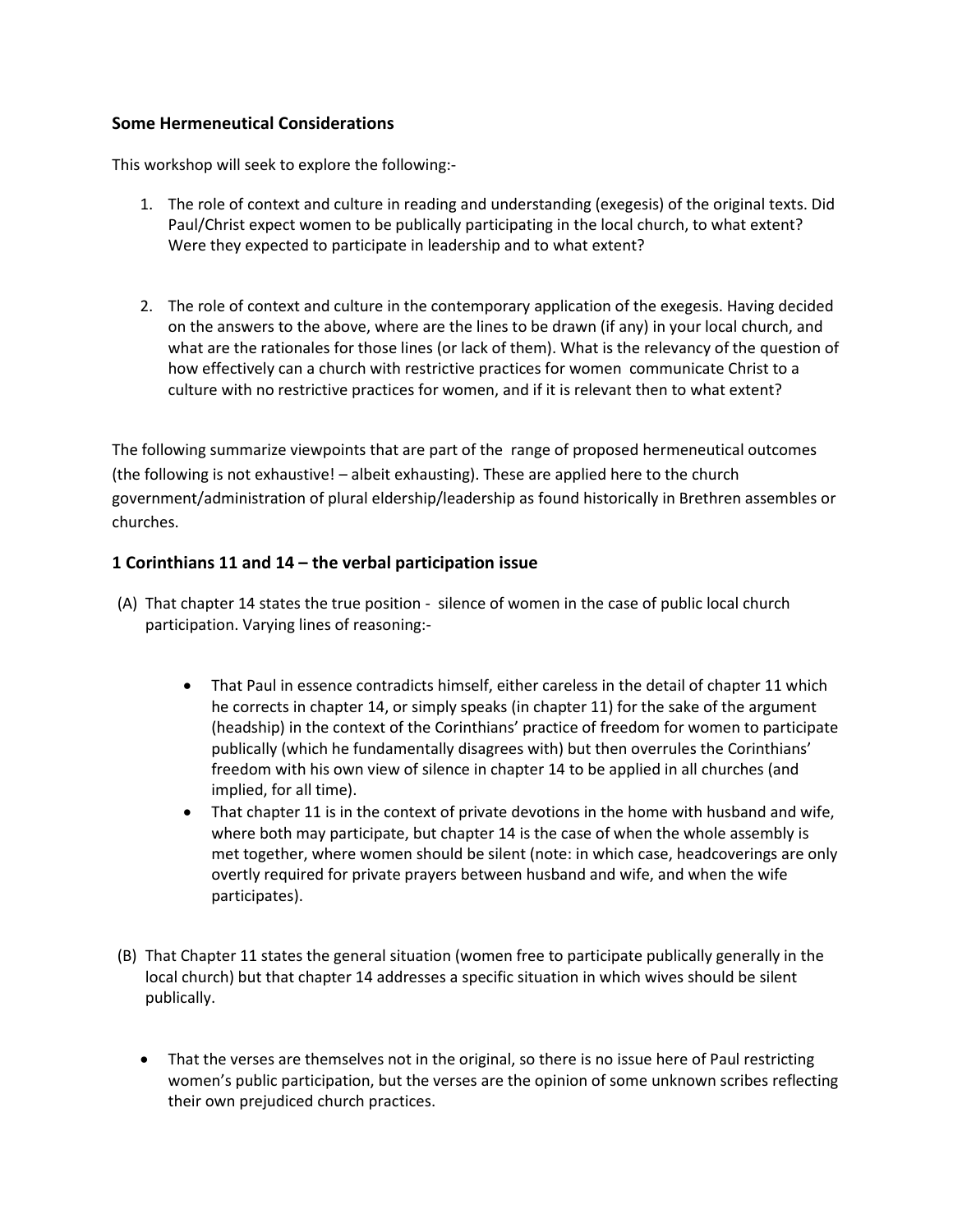### Some Hermeneutical Considerations

This workshop will seek to explore the following:-

1. The role of context and culture in reading and understanding (exegesis) of the original texts. Did Paul/Christ expect women to be publically participating in the local church, to what extent? Were they expected to participate in leadership and to what extent?

2. The role of context and culture in the contemporary application of the exegesis. Having decided on the answers to the above, where are the lines to be drawn (if any) in your local church, and what are the rationales for those lines (or lack of them). What is the relevancy of the question of how effectively can a church with restrictive practices for women communicate Christ to a culture with no restrictive practices for women, and if it is relevant then to what extent?

The following summarize viewpoints that are part of the range of proposed hermeneutical outcomes (the following is not exhaustive! – albeit exhausting). These are applied here to the church government/administration of plural eldership/leadership as found historically in Brethren assembles or churches.

### 1 Corinthians 11 and 14 – the verbal participation issue

(A) That chapter 14 states the true position - silence of women in the case of public local church participation. Varying lines of reasoning:-

- That Paul in essence contradicts himself, either careless in the detail of chapter 11 which he corrects in chapter 14, or simply speaks (in chapter 11) for the sake of the argument (headship) in the context of the Corinthians' practice of freedom for women to participate publically (which he fundamentally disagrees with) but then overrules the Corinthians' freedom with his own view of silence in chapter 14 to be applied in all churches (and implied, for all time).
- That chapter 11 is in the context of private devotions in the home with husband and wife, where both may participate, but chapter 14 is the case of when the whole assembly is met together, where women should be silent (note: in which case, headcoverings are only overtly required for private prayers between husband and wife, and when the wife participates).

(B) That Chapter 11 states the general situation (women free to participate publically generally in the local church) but that chapter 14 addresses a specific situation in which wives should be silent publically.

- That the verses are themselves not in the original, so there is no issue here of Paul restricting women's public participation, but the verses are the opinion of some unknown scribes reflecting their own prejudiced church practices.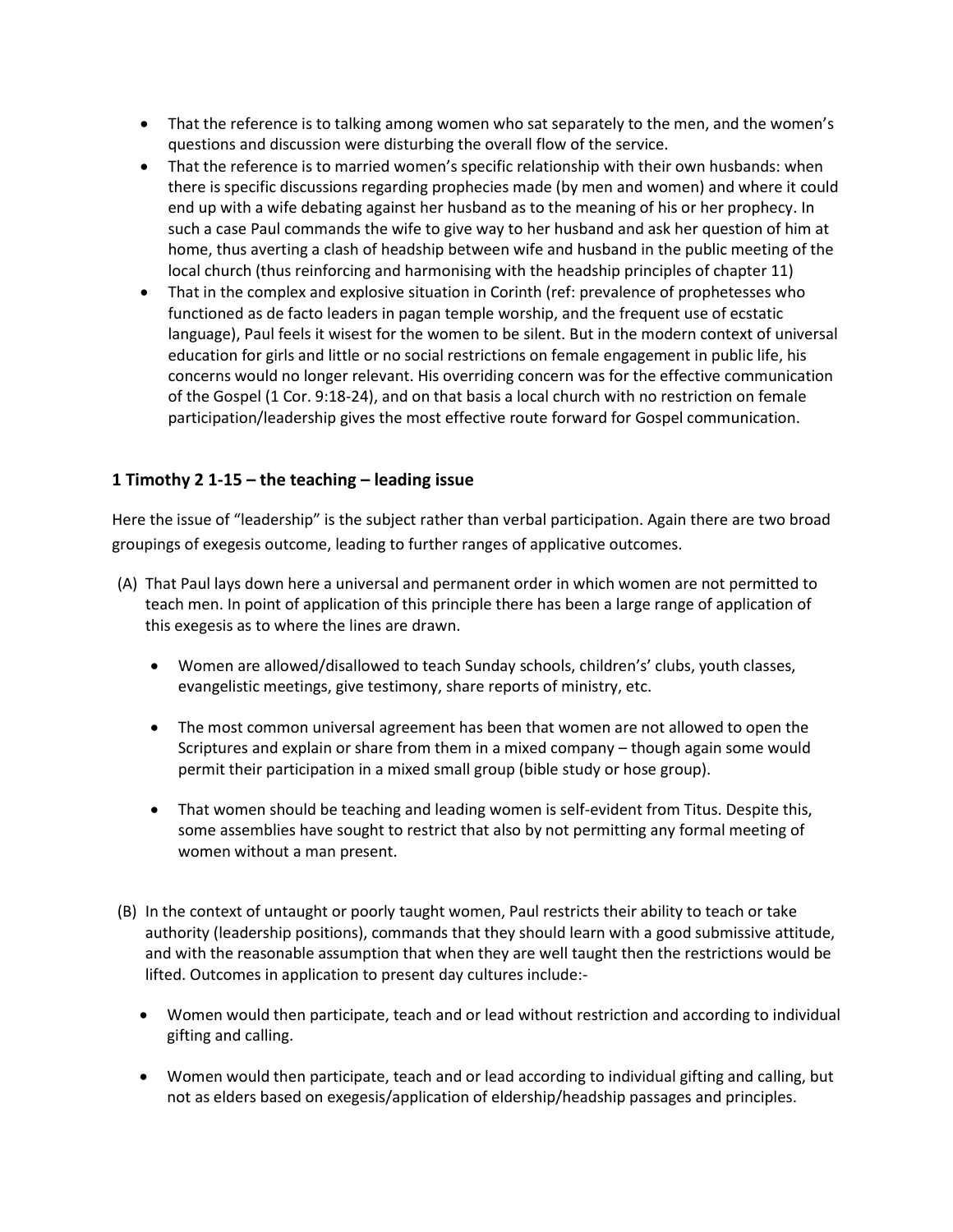- That the reference is to talking among women who sat separately to the men, and the women's questions and discussion were disturbing the overall flow of the service.
- That the reference is to married women's specific relationship with their own husbands: when there is specific discussions regarding prophecies made (by men and women) and where it could end up with a wife debating against her husband as to the meaning of his or her prophecy. In such a case Paul commands the wife to give way to her husband and ask her question of him at home, thus averting a clash of headship between wife and husband in the public meeting of the local church (thus reinforcing and harmonising with the headship principles of chapter 11)
- That in the complex and explosive situation in Corinth (ref: prevalence of prophetesses who functioned as de facto leaders in pagan temple worship, and the frequent use of ecstatic language), Paul feels it wisest for the women to be silent. But in the modern context of universal education for girls and little or no social restrictions on female engagement in public life, his concerns would no longer relevant. His overriding concern was for the effective communication of the Gospel (1 Cor. 9:18-24), and on that basis a local church with no restriction on female participation/leadership gives the most effective route forward for Gospel communication.

### 1 Timothy 2 1-15 – the teaching – leading issue

Here the issue of "leadership" is the subject rather than verbal participation. Again there are two broad groupings of exegesis outcome, leading to further ranges of applicative outcomes.

(A) That Paul lays down here a universal and permanent order in which women are not permitted to teach men. In point of application of this principle there has been a large range of application of this exegesis as to where the lines are drawn.

- Women are allowed/disallowed to teach Sunday schools, children's' clubs, youth classes, evangelistic meetings, give testimony, share reports of ministry, etc.
- The most common universal agreement has been that women are not allowed to open the Scriptures and explain or share from them in a mixed company – though again some would permit their participation in a mixed small group (bible study or hose group).
- That women should be teaching and leading women is self-evident from Titus. Despite this, some assemblies have sought to restrict that also by not permitting any formal meeting of women without a man present.

(B) In the context of untaught or poorly taught women, Paul restricts their ability to teach or take authority (leadership positions), commands that they should learn with a good submissive attitude, and with the reasonable assumption that when they are well taught then the restrictions would be lifted. Outcomes in application to present day cultures include:-

- Women would then participate, teach and or lead without restriction and according to individual gifting and calling.
- Women would then participate, teach and or lead according to individual gifting and calling, but not as elders based on exegesis/application of eldership/headship passages and principles.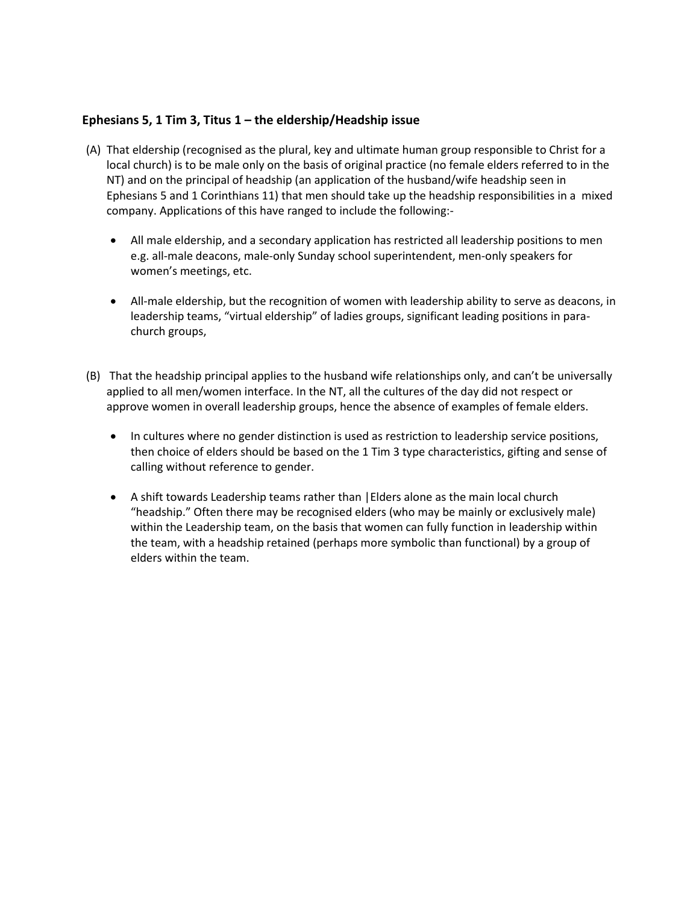### Ephesians 5, 1 Tim 3, Titus 1 – the eldership/Headship issue

(A) That eldership (recognised as the plural, key and ultimate human group responsible to Christ for a local church) is to be male only on the basis of original practice (no female elders referred to in the NT) and on the principal of headship (an application of the husband/wife headship seen in Ephesians 5 and 1 Corinthians 11) that men should take up the headship responsibilities in a mixed company. Applications of this have ranged to include the following:-

- All male eldership, and a secondary application has restricted all leadership positions to men e.g. all-male deacons, male-only Sunday school superintendent, men-only speakers for women's meetings, etc.

- All-male eldership, but the recognition of women with leadership ability to serve as deacons, in leadership teams, "virtual eldership" of ladies groups, significant leading positions in para-church groups,

(B) That the headship principal applies to the husband wife relationships only, and can't be universally applied to all men/women interface. In the NT, all the cultures of the day did not respect or approve women in overall leadership groups, hence the absence of examples of female elders.

- In cultures where no gender distinction is used as restriction to leadership service positions, then choice of elders should be based on the 1 Tim 3 type characteristics, gifting and sense of calling without reference to gender.

- A shift towards Leadership teams rather than |Elders alone as the main local church "headship." Often there may be recognised elders (who may be mainly or exclusively male) within the Leadership team, on the basis that women can fully function in leadership within the team, with a headship retained (perhaps more symbolic than functional) by a group of elders within the team.